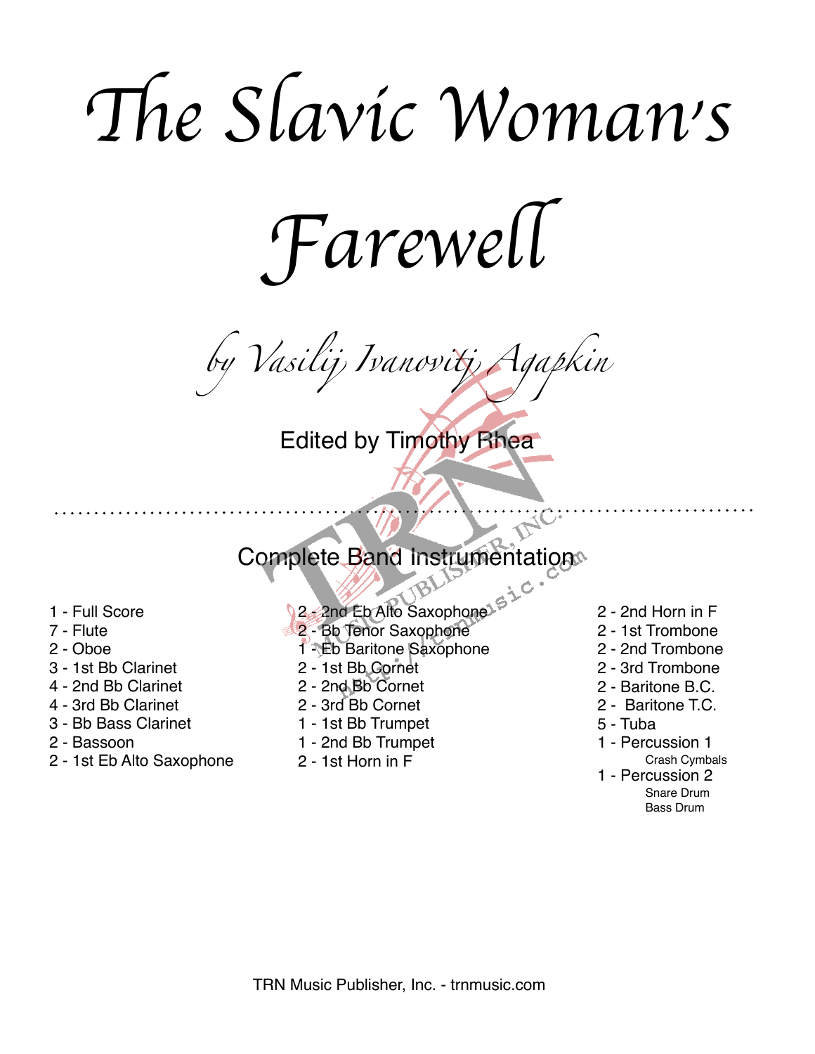# *The Slavic Woman's Farewell*

*by Vasilij Ivanovitj Agapkin*

Edited by Timothy Rhea

## Complete Band Instrumentation

- 1 - Full Score
- 7 - Flute
- 2 - Oboe
- 3 - 1st Bb Clarinet
- 4 - 2nd Bb Clarinet
- 4 - 3rd Bb Clarinet
- 3 - Bb Bass Clarinet
- 2 - Bassoon
- 2 - 1st Eb Alto Saxophone
- 2 - 2nd Eb Alto Saxophone
- 2 - Bb Tenor Saxophone
- 1 - Eb Baritone Saxophone
- 2 - 1st Bb Cornet
- 2 - 2nd Bb Cornet
- 2 - 3rd Bb Cornet
- 1 - 1st Bb Trumpet
- 1 - 2nd Bb Trumpet
- 2 - 1st Horn in F
- 2 - 2nd Horn in F
- 2 - 1st Trombone
- 2 - 2nd Trombone
- 2 - 3rd Trombone
- 2 - Baritone B.C.
- 2 - Baritone T.C.
- 5 - Tuba
- 1 - Percussion 1
  - Crash Cymbals
- 1 - Percussion 2
  - Snare Drum
  - Bass Drum

TRN Music Publisher, Inc. - trnmusic.com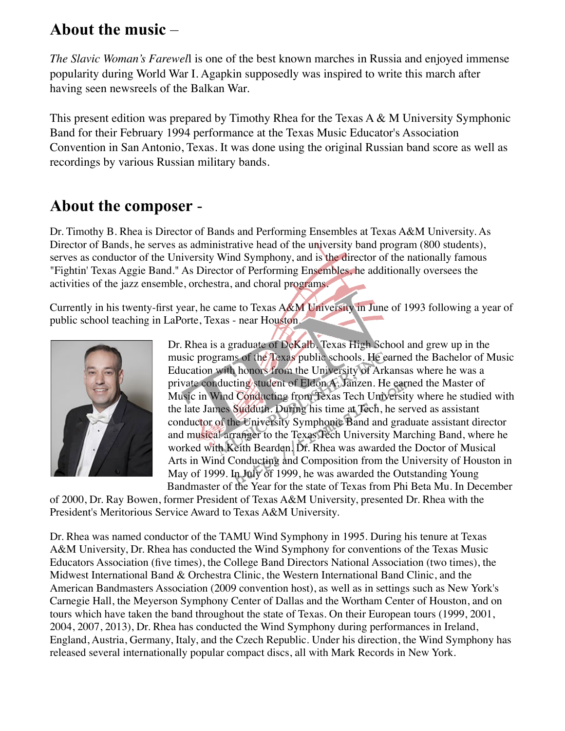## About the music –

*The Slavic Woman's Farewell* is one of the best known marches in Russia and enjoyed immense popularity during World War I. Agapkin supposedly was inspired to write this march after having seen newsreels of the Balkan War.

This present edition was prepared by Timothy Rhea for the Texas A & M University Symphonic Band for their February 1994 performance at the Texas Music Educator's Association Convention in San Antonio, Texas. It was done using the original Russian band score as well as recordings by various Russian military bands.

## About the composer -

Dr. Timothy B. Rhea is Director of Bands and Performing Ensembles at Texas A&M University. As Director of Bands, he serves as administrative head of the university band program (800 students), serves as conductor of the University Wind Symphony, and is the director of the nationally famous "Fightin' Texas Aggie Band." As Director of Performing Ensembles, he additionally oversees the activities of the jazz ensemble, orchestra, and choral programs.

Currently in his twenty-first year, he came to Texas A&M University in June of 1993 following a year of public school teaching in LaPorte, Texas - near Houston.

Dr. Rhea is a graduate of DeKalb, Texas High School and grew up in the music programs of the Texas public schools. He earned the Bachelor of Music Education with honors from the University of Arkansas where he was a private conducting student of Eldon A. Janzen. He earned the Master of Music in Wind Conducting from Texas Tech University where he studied with the late James Sudduth. During his time at Tech, he served as assistant conductor of the University Symphonic Band and graduate assistant director and musical arranger to the Texas Tech University Marching Band, where he worked with Keith Bearden. Dr. Rhea was awarded the Doctor of Musical Arts in Wind Conducting and Composition from the University of Houston in May of 1999. In July of 1999, he was awarded the Outstanding Young Bandmaster of the Year for the state of Texas from Phi Beta Mu. In December of 2000, Dr. Ray Bowen, former President of Texas A&M University, presented Dr. Rhea with the President's Meritorious Service Award to Texas A&M University.

Dr. Rhea was named conductor of the TAMU Wind Symphony in 1995. During his tenure at Texas A&M University, Dr. Rhea has conducted the Wind Symphony for conventions of the Texas Music Educators Association (five times), the College Band Directors National Association (two times), the Midwest International Band & Orchestra Clinic, the Western International Band Clinic, and the American Bandmasters Association (2009 convention host), as well as in settings such as New York's Carnegie Hall, the Meyerson Symphony Center of Dallas and the Wortham Center of Houston, and on tours which have taken the band throughout the state of Texas. On their European tours (1999, 2001, 2004, 2007, 2013), Dr. Rhea has conducted the Wind Symphony during performances in Ireland, England, Austria, Germany, Italy, and the Czech Republic. Under his direction, the Wind Symphony has released several internationally popular compact discs, all with Mark Records in New York.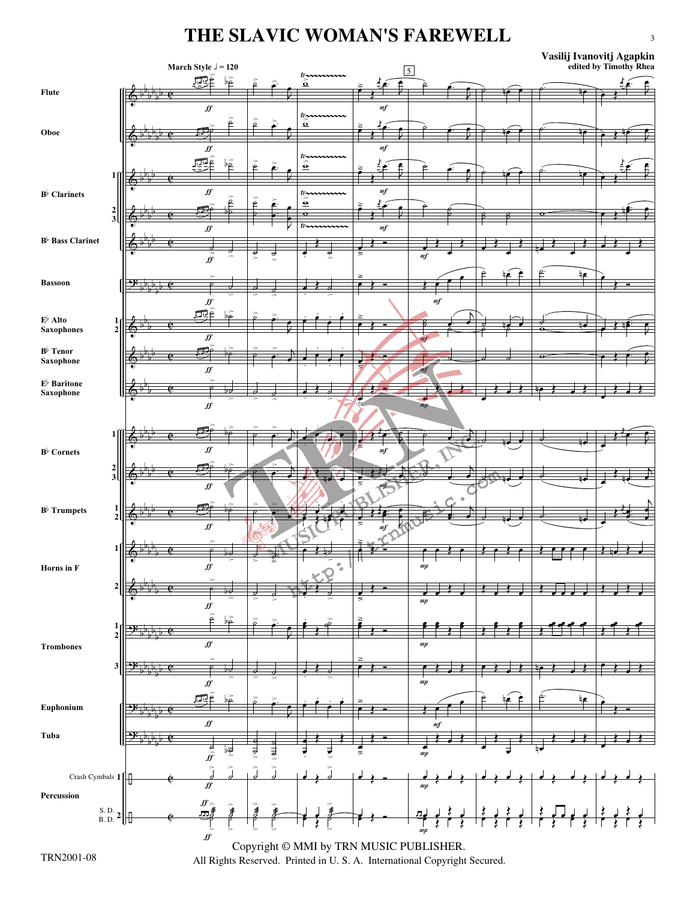# THE SLAVIC WOMAN'S FAREWELL

**Vasilij Ivanovitj Agapkin**
edited by Timothy Rhea

March Style ♩ = 120

Flute
Oboe
B♭ Clarinets 1, 2, 3
B♭ Bass Clarinet
Bassoon
E♭ Alto Saxophones 1, 2
B♭ Tenor Saxophone
E♭ Baritone Saxophone
B♭ Cornets 1, 2, 3
B♭ Trumpets 1, 2
Horns in F 1, 2
Trombones 1, 2, 3
Euphonium
Tuba
Percussion: Crash Cymbals 1; S. D., B. D. 2

Copyright © MMI by TRN MUSIC PUBLISHER.
All Rights Reserved. Printed in U. S. A. International Copyright Secured.

TRN2001-08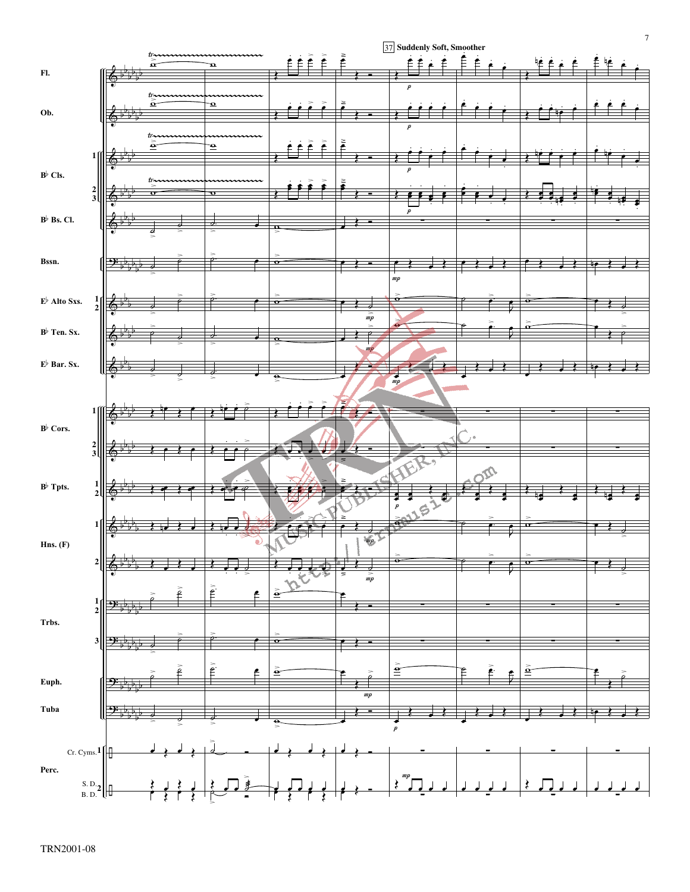37 Suddenly Soft, Smoother

Fl.

Ob.

B♭ Cls. 1 2 3

B♭ Bs. Cl.

Bssn.

E♭ Alto Sxs. 1 2

B♭ Ten. Sx.

E♭ Bar. Sx.

B♭ Cors. 1 2 3

B♭ Tpts. 1 2

Hns. (F) 1 2

Trbs. 1 2 3

Euph.

Tuba

Perc. Cr. Cyms. 1 S. D. B. D. 2

TRN2001-08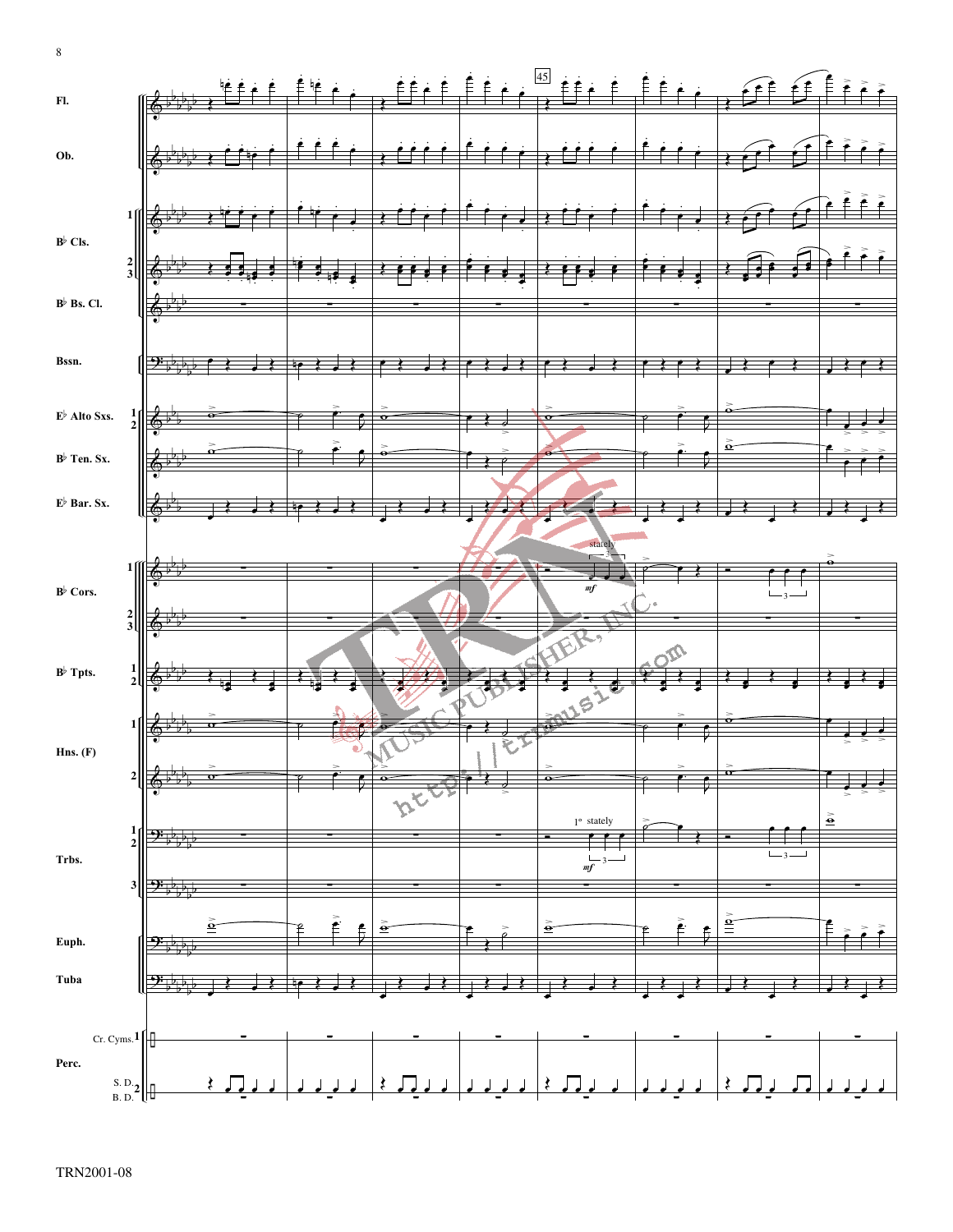Fl.

Ob.

B♭ Cls.

B♭ Bs. Cl.

Bssn.

E♭ Alto Sxs.

B♭ Ten. Sx.

E♭ Bar. Sx.

B♭ Cors.

B♭ Tpts.

Hns. (F)

Trbs.

Euph.

Tuba

Perc.

Cr. Cyms.

S. D.

B. D.

45

stately

*mf*

1° stately

*mf*

TRN2001-08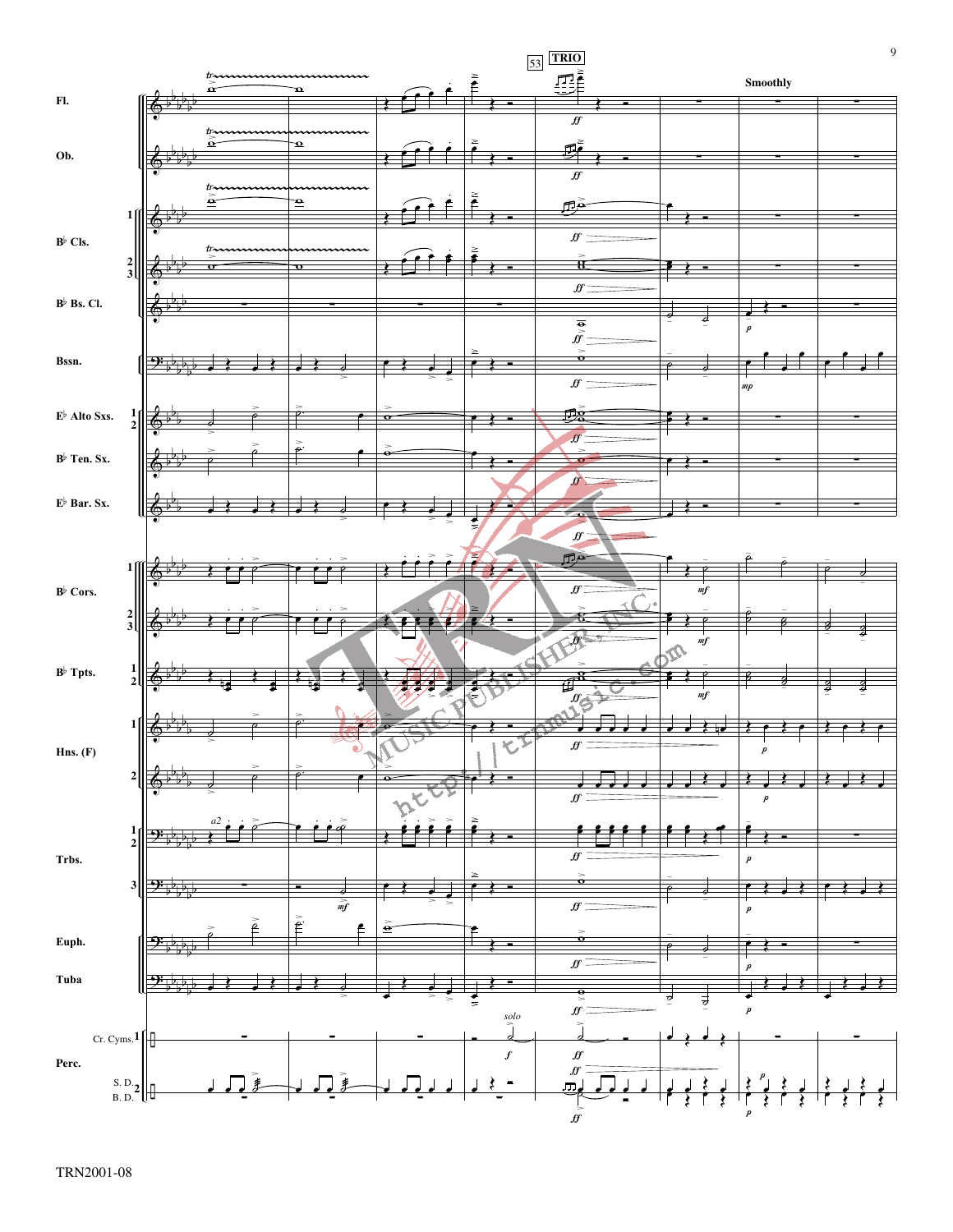53 **TRIO**

**Smoothly**

Fl.

Ob.

B♭ Cls. 1, 2 3

B♭ Bs. Cl.

Bssn.

E♭ Alto Sxs. 1 2

B♭ Ten. Sx.

E♭ Bar. Sx.

B♭ Cors. 1, 2 3

B♭ Tpts. 1 2

Hns. (F) 1, 2

Trbs. 1 2, 3

Euph.

Tuba

Perc. 1 Cr. Cyms., 2 S. D. B. D.

TRN2001-08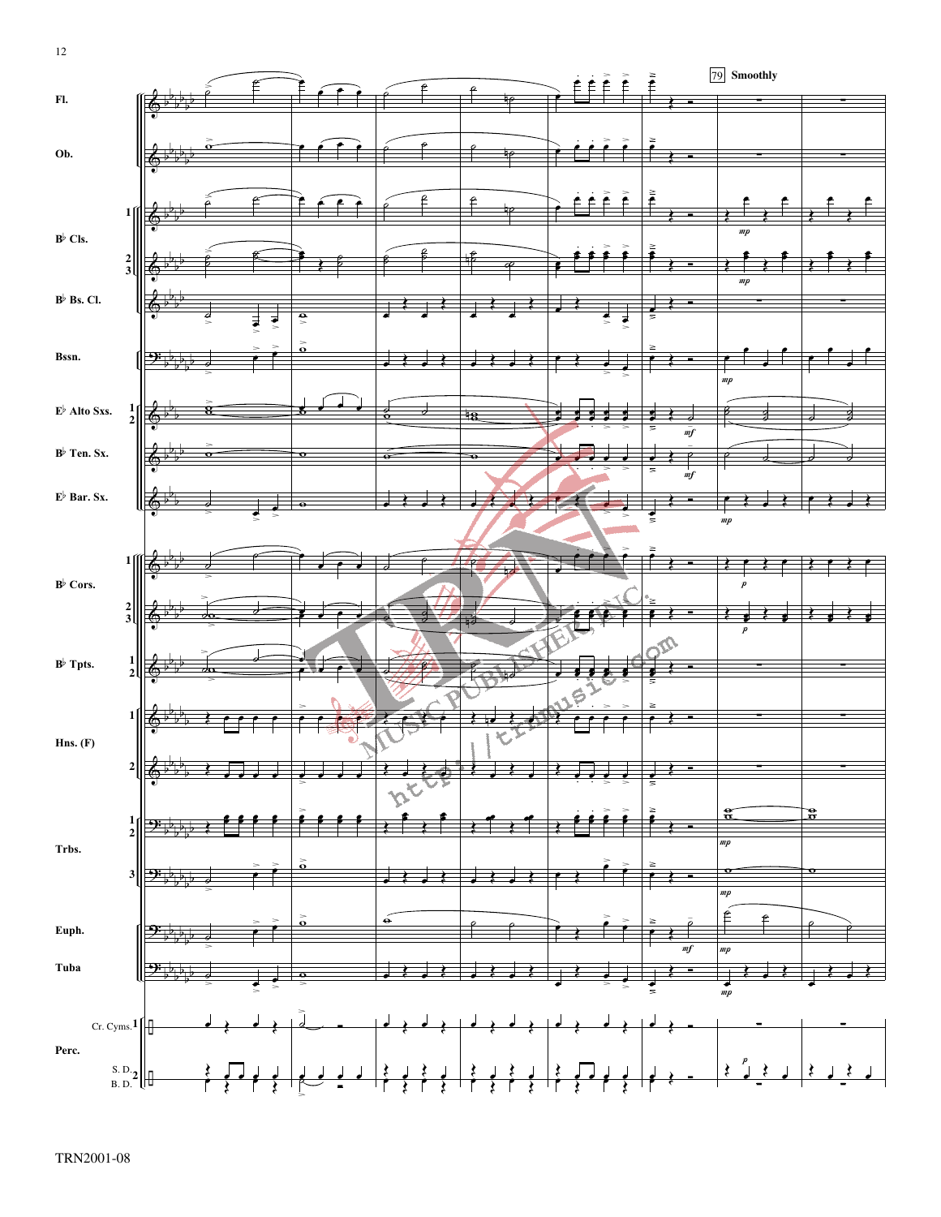79 **Smoothly**

Fl.

Ob.

B♭ Cls. 1, 2 3

B♭ Bs. Cl.

Bssn.

E♭ Alto Sxs. 1 2

B♭ Ten. Sx.

E♭ Bar. Sx.

B♭ Cors. 1, 2 3

B♭ Tpts. 1 2

Hns. (F) 1, 2

Trbs. 1 2, 3

Euph.

Tuba

Perc. Cr. Cyms. 1, S. D. B. D. 2

TRN2001-08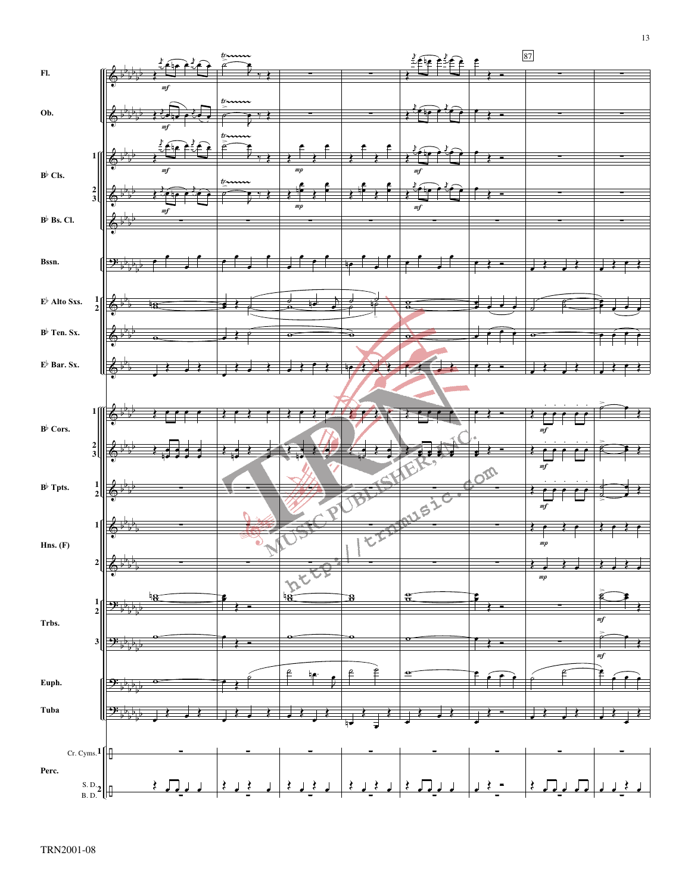87

Fl.

Ob.

B♭ Cls.

B♭ Bs. Cl.

Bssn.

E♭ Alto Sxs.

B♭ Ten. Sx.

E♭ Bar. Sx.

B♭ Cors.

B♭ Tpts.

Hns. (F)

Trbs.

Euph.

Tuba

Perc.

Cr. Cyms.

S. D.
B. D.

TRN2001-08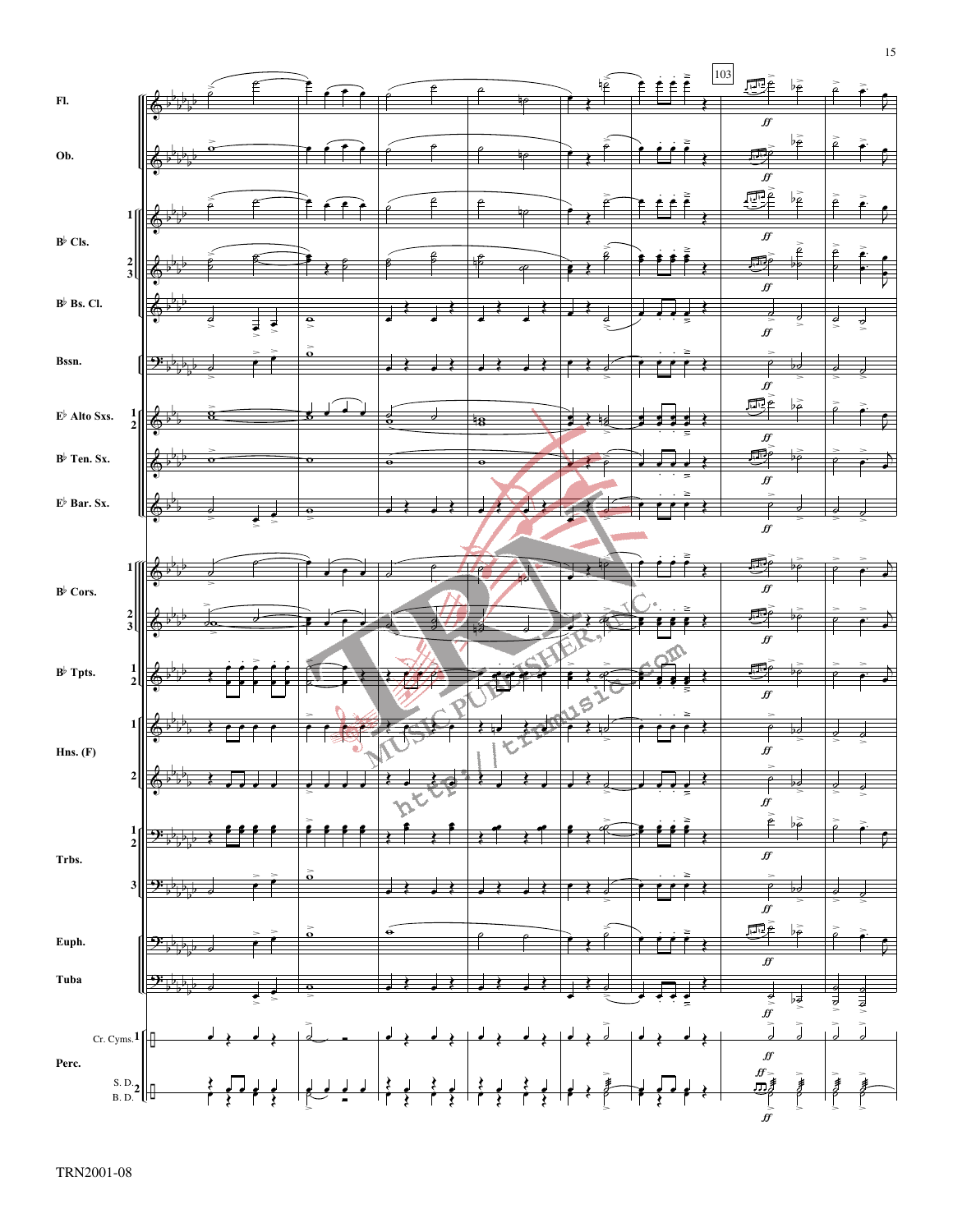Fl.

Ob.

B♭ Cls. 1 2 3

B♭ Bs. Cl.

Bssn.

E♭ Alto Sxs. 1 2

B♭ Ten. Sx.

E♭ Bar. Sx.

B♭ Cors. 1 2 3

B♭ Tpts. 1 2

Hns. (F) 1 2

Trbs. 1 2 3

Euph.

Tuba

Perc. Cr. Cyms. 1 S. D. B. D. 2

103

*ff*

TRN2001-08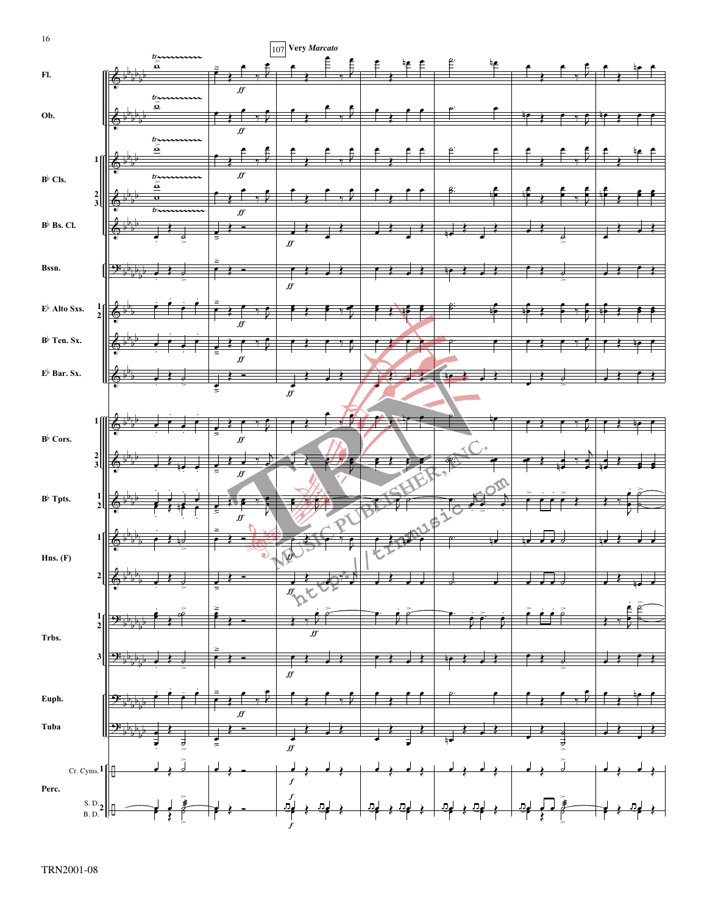107 **Very *Marcato***

Fl.

Ob.

B♭ Cls. 1, 2, 3

B♭ Bs. Cl.

Bssn.

E♭ Alto Sxs. 1, 2

B♭ Ten. Sx.

E♭ Bar. Sx.

B♭ Cors. 1, 2, 3

B♭ Tpts. 1, 2

Hns. (F) 1, 2

Trbs. 1, 2, 3

Euph.

Tuba

Perc. 1 Cr. Cyms., 2 S. D., B. D.

TRN2001-08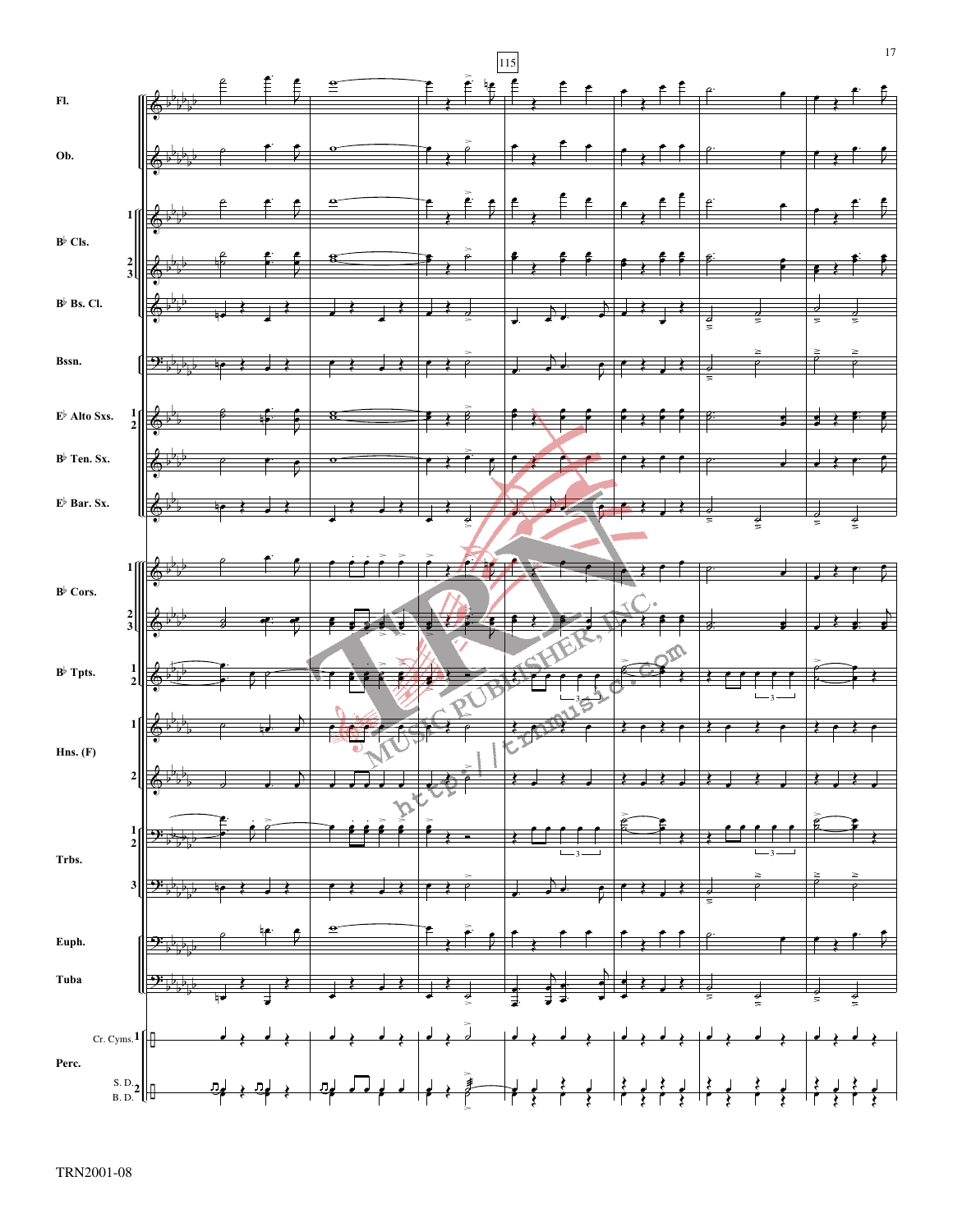115

Fl.

Ob.

B♭ Cls.

B♭ Bs. Cl.

Bssn.

E♭ Alto Sxs.

B♭ Ten. Sx.

E♭ Bar. Sx.

B♭ Cors.

B♭ Tpts.

Hns. (F)

Trbs.

Euph.

Tuba

Perc.

Cr. Cyms.

S. D.
B. D.

TRN2001-08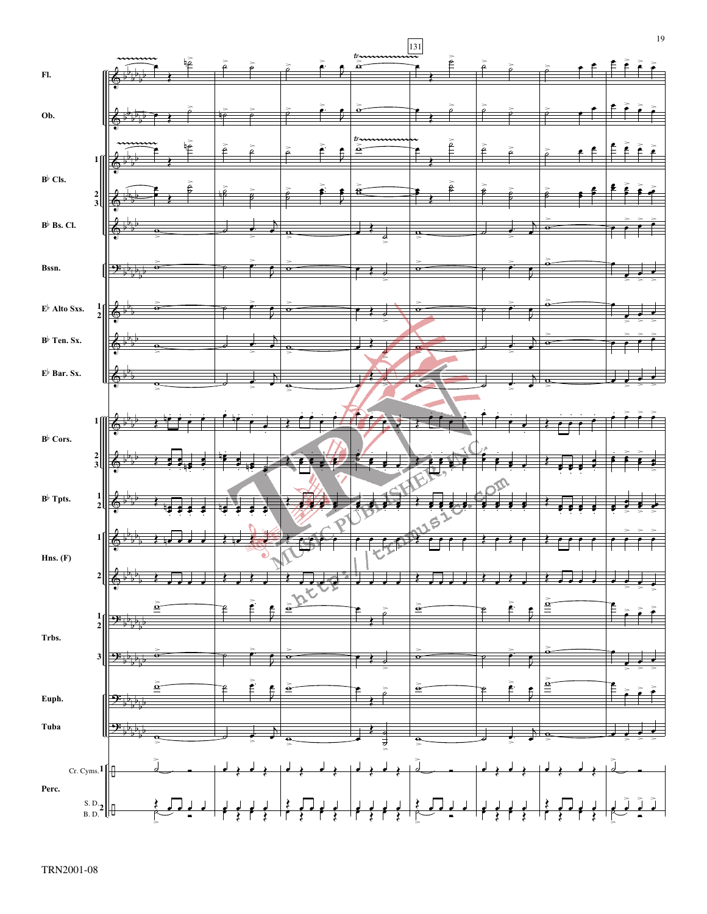Fl.

Ob.

B♭ Cls.

B♭ Bs. Cl.

Bssn.

E♭ Alto Sxs.

B♭ Ten. Sx.

E♭ Bar. Sx.

B♭ Cors.

B♭ Tpts.

Hns. (F)

Trbs.

Euph.

Tuba

Perc.

Cr. Cyms.

S. D.
B. D.

131

TRN2001-08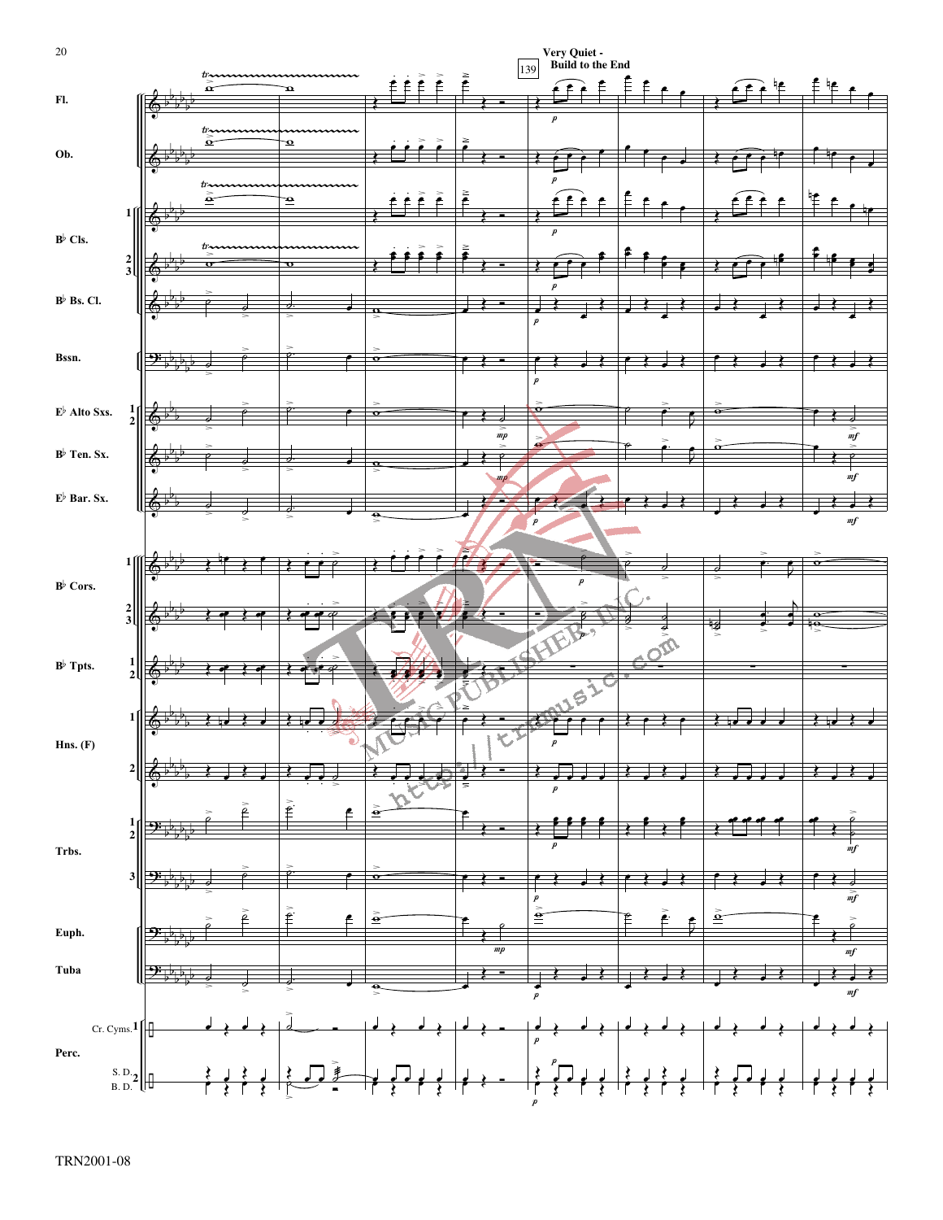**Very Quiet - Build to the End**

139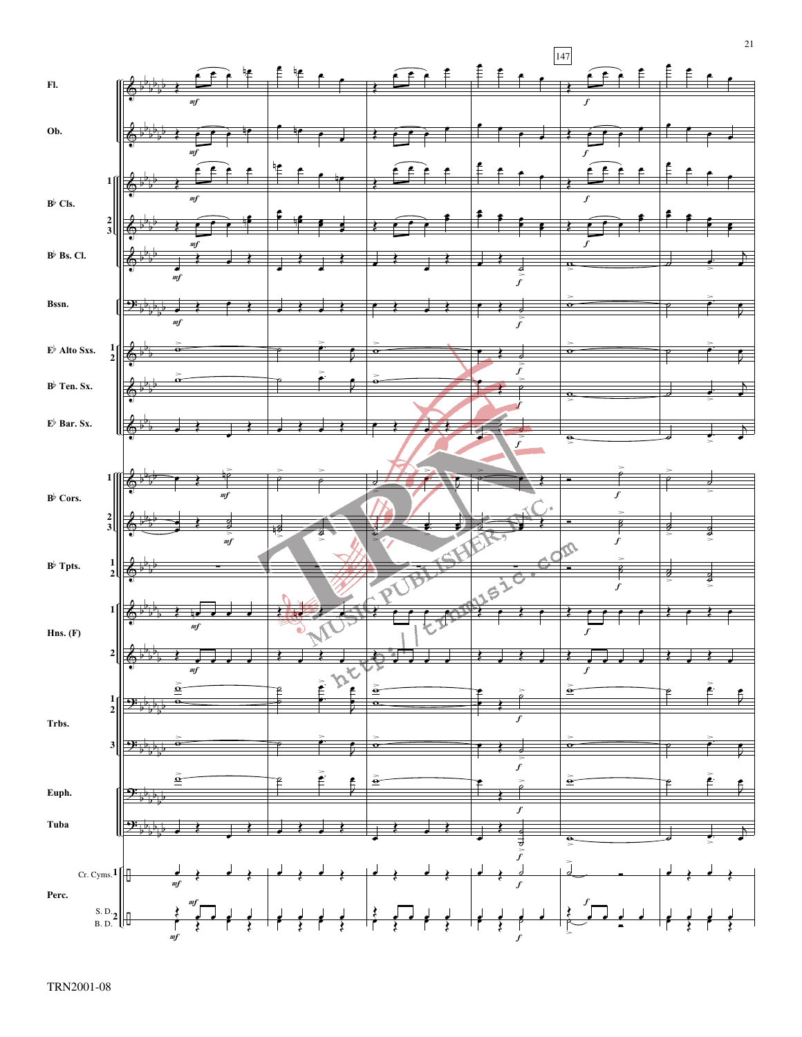147

Fl.

Ob.

B♭ Cls. 1 2 3

B♭ Bs. Cl.

Bssn.

E♭ Alto Sxs. 1 2

B♭ Ten. Sx.

E♭ Bar. Sx.

B♭ Cors. 1 2 3

B♭ Tpts. 1 2

Hns. (F) 1 2

Trbs. 1 2 3

Euph.

Tuba

Perc. Cr. Cyms. 1, S. D. B. D. 2

TRN2001-08